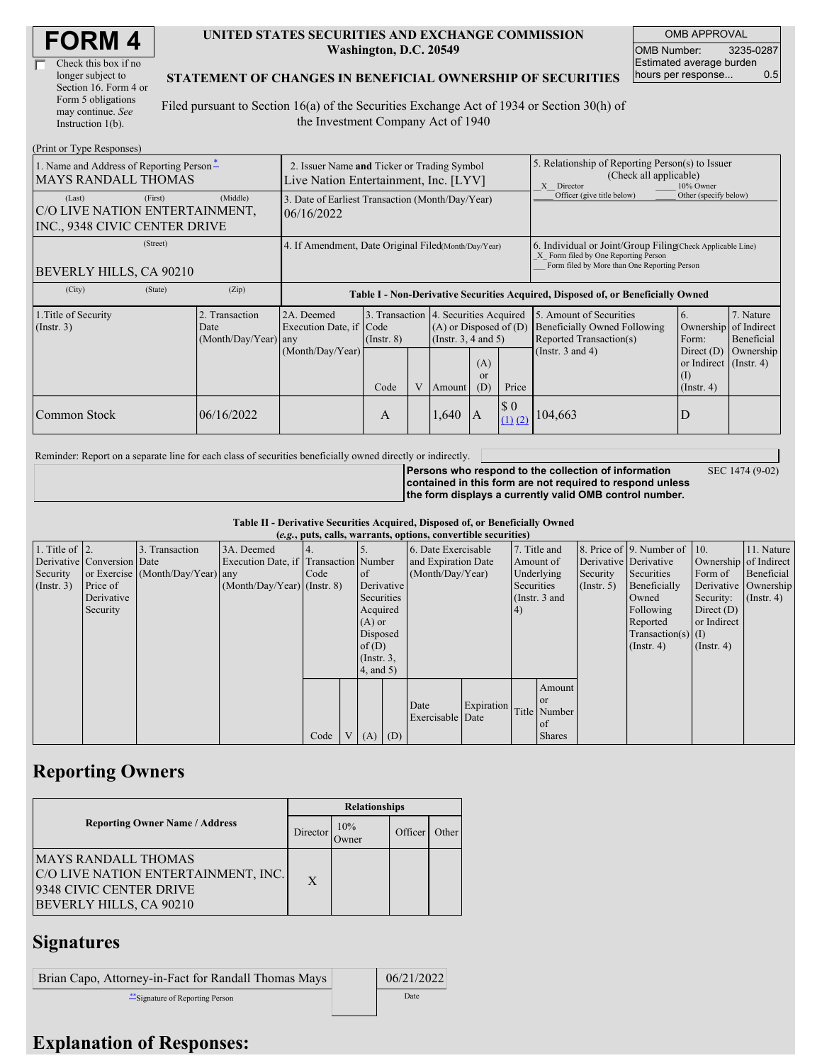# FORM 4

☐ Check this box if no longer subject to Section 16. Form 4 or Form 5 obligations may continue. *See* Instruction 1(b).

**UNITED STATES SECURITIES AND EXCHANGE COMMISSION**
**Washington, D.C. 20549**

**STATEMENT OF CHANGES IN BENEFICIAL OWNERSHIP OF SECURITIES**

Filed pursuant to Section 16(a) of the Securities Exchange Act of 1934 or Section 30(h) of the Investment Company Act of 1940

| OMB APPROVAL | |
|---|---|
| OMB Number: | 3235-0287 |
| Estimated average burden hours per response... | 0.5 |

(Print or Type Responses)

| 1. Name and Address of Reporting Person* | 2. Issuer Name **and** Ticker or Trading Symbol | 5. Relationship of Reporting Person(s) to Issuer (Check all applicable) |
|---|---|---|
| MAYS RANDALL THOMAS | Live Nation Entertainment, Inc. [LYV] | _X_ Director ___ 10% Owner ___ Officer (give title below) ___ Other (specify below) |
| (Last) (First) (Middle) C/O LIVE NATION ENTERTAINMENT, INC., 9348 CIVIC CENTER DRIVE | 3. Date of Earliest Transaction (Month/Day/Year) 06/16/2022 | |
| (Street) BEVERLY HILLS, CA 90210 | 4. If Amendment, Date Original Filed (Month/Day/Year) | 6. Individual or Joint/Group Filing (Check Applicable Line) _X_ Form filed by One Reporting Person ___ Form filed by More than One Reporting Person |
| (City) (State) (Zip) | | |

**Table I - Non-Derivative Securities Acquired, Disposed of, or Beneficially Owned**

| 1.Title of Security (Instr. 3) | 2. Transaction Date (Month/Day/Year) | 2A. Deemed Execution Date, if any (Month/Day/Year) | 3. Transaction Code (Instr. 8) | | 4. Securities Acquired (A) or Disposed of (D) (Instr. 3, 4 and 5) | | | 5. Amount of Securities Beneficially Owned Following Reported Transaction(s) (Instr. 3 and 4) | 6. Ownership Form: Direct (D) or Indirect (I) (Instr. 4) | 7. Nature of Indirect Beneficial Ownership (Instr. 4) |
|---|---|---|---|---|---|---|---|---|---|---|
| | | | Code | V | Amount | (A) or (D) | Price | | | |
| Common Stock | 06/16/2022 | | A | | 1,640 | A | $ 0 (1) (2) | 104,663 | D | |

Reminder: Report on a separate line for each class of securities beneficially owned directly or indirectly.

**Persons who respond to the collection of information contained in this form are not required to respond unless the form displays a currently valid OMB control number.** SEC 1474 (9-02)

**Table II - Derivative Securities Acquired, Disposed of, or Beneficially Owned**
**(*e.g.*, puts, calls, warrants, options, convertible securities)**

| 1. Title of Derivative Security (Instr. 3) | 2. Conversion or Exercise Price of Derivative Security | 3. Transaction Date (Month/Day/Year) | 3A. Deemed Execution Date, if any (Month/Day/Year) | 4. Transaction Code (Instr. 8) | | 5. Number of Derivative Securities Acquired (A) or Disposed of (D) (Instr. 3, 4, and 5) | | 6. Date Exercisable and Expiration Date (Month/Day/Year) | | 7. Title and Amount of Underlying Securities (Instr. 3 and 4) | | 8. Price of Derivative Security (Instr. 5) | 9. Number of Derivative Securities Beneficially Owned Following Reported Transaction(s) (Instr. 4) | 10. Ownership Form of Derivative Security: Direct (D) or Indirect (I) (Instr. 4) | 11. Nature of Indirect Beneficial Ownership (Instr. 4) |
|---|---|---|---|---|---|---|---|---|---|---|---|---|---|---|---|
| | | | | Code | V | (A) | (D) | Date Exercisable | Expiration Date | Title | Amount or Number of Shares | | | | |

## Reporting Owners

| Reporting Owner Name / Address | Relationships | | | |
|---|---|---|---|---|
| | Director | 10% Owner | Officer | Other |
| MAYS RANDALL THOMAS C/O LIVE NATION ENTERTAINMENT, INC. 9348 CIVIC CENTER DRIVE BEVERLY HILLS, CA 90210 | X | | | |

## Signatures

| Brian Capo, Attorney-in-Fact for Randall Thomas Mays | 06/21/2022 |
|---|---|
| **Signature of Reporting Person | Date |

## Explanation of Responses: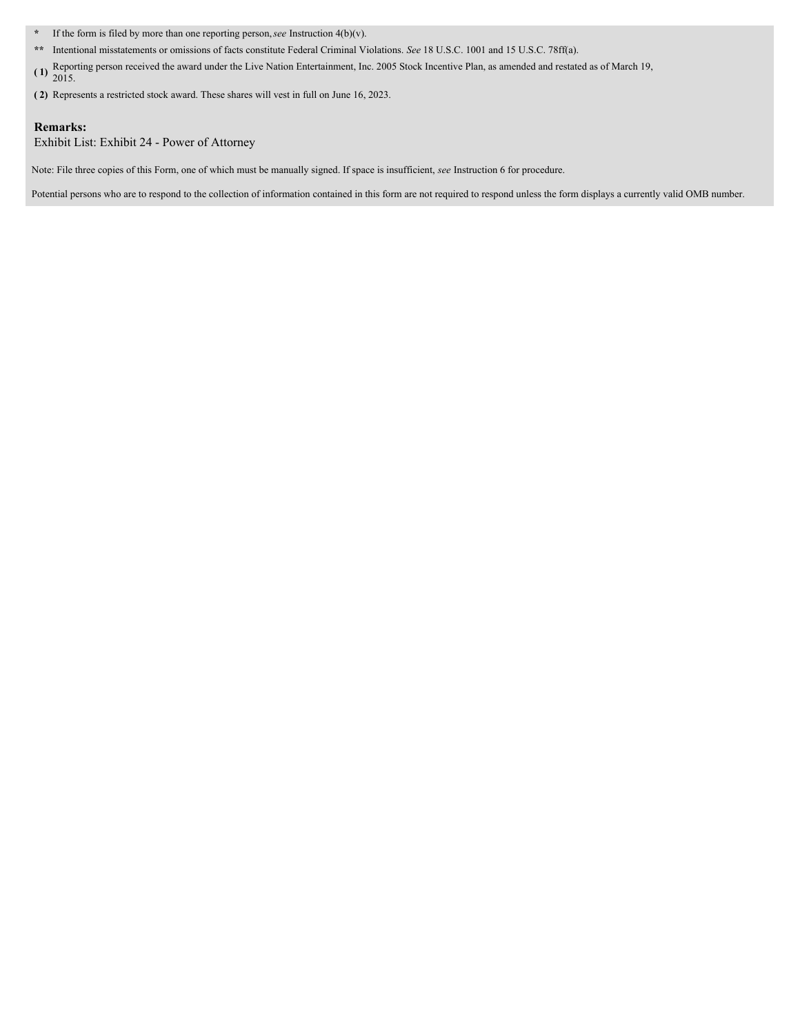\* If the form is filed by more than one reporting person, *see* Instruction 4(b)(v).

\*\* Intentional misstatements or omissions of facts constitute Federal Criminal Violations. *See* 18 U.S.C. 1001 and 15 U.S.C. 78ff(a).

**( 1)** Reporting person received the award under the Live Nation Entertainment, Inc. 2005 Stock Incentive Plan, as amended and restated as of March 19, 2015.

**( 2)** Represents a restricted stock award. These shares will vest in full on June 16, 2023.

**Remarks:**

Exhibit List: Exhibit 24 - Power of Attorney

Note: File three copies of this Form, one of which must be manually signed. If space is insufficient, *see* Instruction 6 for procedure.

Potential persons who are to respond to the collection of information contained in this form are not required to respond unless the form displays a currently valid OMB number.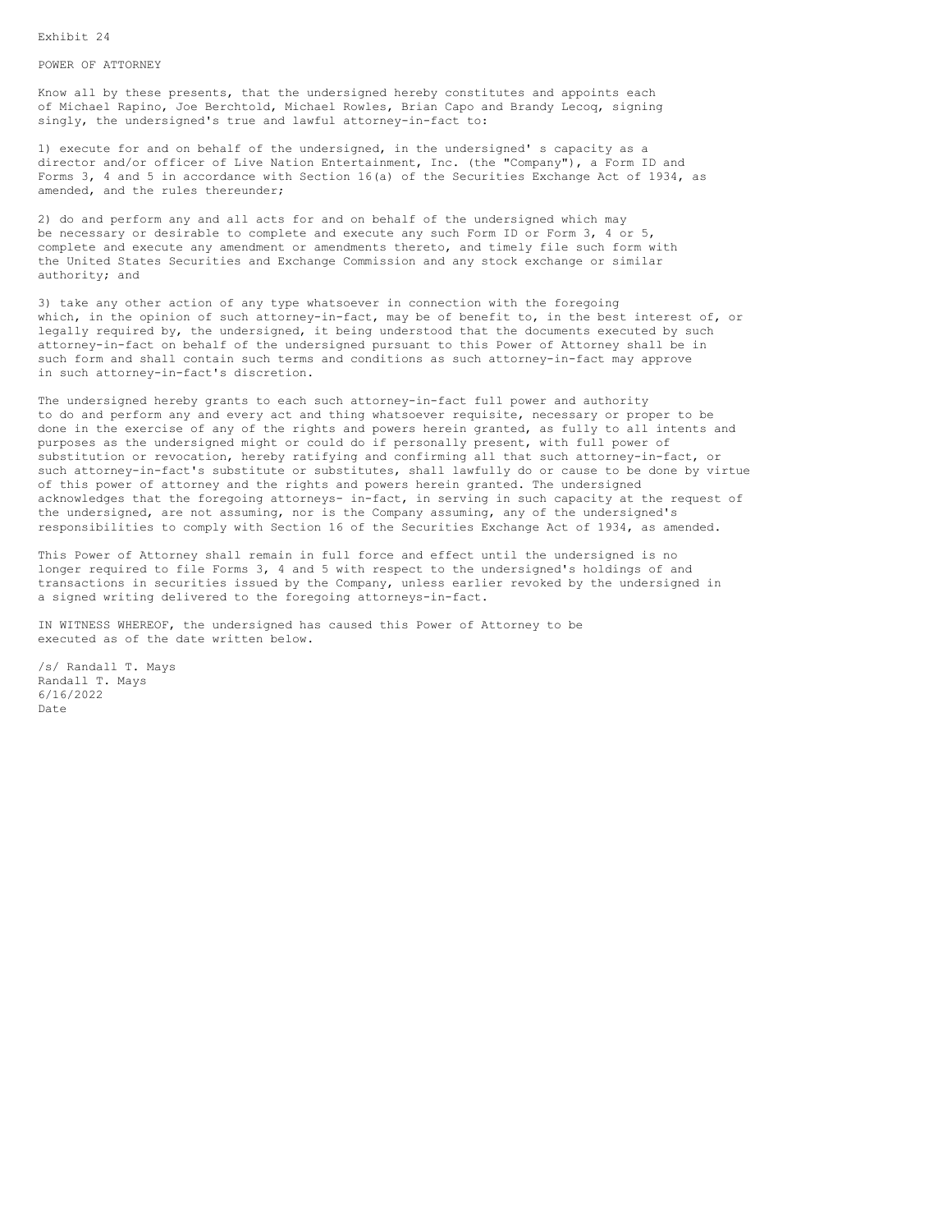Exhibit 24

POWER OF ATTORNEY

Know all by these presents, that the undersigned hereby constitutes and appoints each of Michael Rapino, Joe Berchtold, Michael Rowles, Brian Capo and Brandy Lecoq, signing singly, the undersigned's true and lawful attorney-in-fact to:

1) execute for and on behalf of the undersigned, in the undersigned' s capacity as a director and/or officer of Live Nation Entertainment, Inc. (the "Company"), a Form ID and Forms 3, 4 and 5 in accordance with Section 16(a) of the Securities Exchange Act of 1934, as amended, and the rules thereunder;

2) do and perform any and all acts for and on behalf of the undersigned which may be necessary or desirable to complete and execute any such Form ID or Form 3, 4 or 5, complete and execute any amendment or amendments thereto, and timely file such form with the United States Securities and Exchange Commission and any stock exchange or similar authority; and

3) take any other action of any type whatsoever in connection with the foregoing which, in the opinion of such attorney-in-fact, may be of benefit to, in the best interest of, or legally required by, the undersigned, it being understood that the documents executed by such attorney-in-fact on behalf of the undersigned pursuant to this Power of Attorney shall be in such form and shall contain such terms and conditions as such attorney-in-fact may approve in such attorney-in-fact's discretion.

The undersigned hereby grants to each such attorney-in-fact full power and authority to do and perform any and every act and thing whatsoever requisite, necessary or proper to be done in the exercise of any of the rights and powers herein granted, as fully to all intents and purposes as the undersigned might or could do if personally present, with full power of substitution or revocation, hereby ratifying and confirming all that such attorney-in-fact, or such attorney-in-fact's substitute or substitutes, shall lawfully do or cause to be done by virtue of this power of attorney and the rights and powers herein granted. The undersigned acknowledges that the foregoing attorneys- in-fact, in serving in such capacity at the request of the undersigned, are not assuming, nor is the Company assuming, any of the undersigned's responsibilities to comply with Section 16 of the Securities Exchange Act of 1934, as amended.

This Power of Attorney shall remain in full force and effect until the undersigned is no longer required to file Forms 3, 4 and 5 with respect to the undersigned's holdings of and transactions in securities issued by the Company, unless earlier revoked by the undersigned in a signed writing delivered to the foregoing attorneys-in-fact.

IN WITNESS WHEREOF, the undersigned has caused this Power of Attorney to be executed as of the date written below.

/s/ Randall T. Mays
Randall T. Mays
6/16/2022
Date